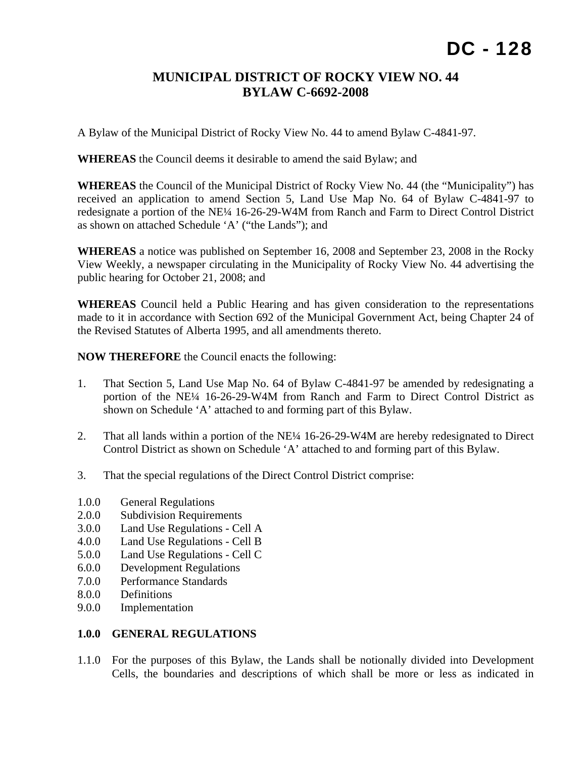# DC - 128

## MUNICIPAL DISTRICT OF ROCKY VIEW NO. 44
## BYLAW C-6692-2008

A Bylaw of the Municipal District of Rocky View No. 44 to amend Bylaw C-4841-97.

**WHEREAS** the Council deems it desirable to amend the said Bylaw; and

**WHEREAS** the Council of the Municipal District of Rocky View No. 44 (the "Municipality") has received an application to amend Section 5, Land Use Map No. 64 of Bylaw C-4841-97 to redesignate a portion of the NE¼ 16-26-29-W4M from Ranch and Farm to Direct Control District as shown on attached Schedule 'A' ("the Lands"); and

**WHEREAS** a notice was published on September 16, 2008 and September 23, 2008 in the Rocky View Weekly, a newspaper circulating in the Municipality of Rocky View No. 44 advertising the public hearing for October 21, 2008; and

**WHEREAS** Council held a Public Hearing and has given consideration to the representations made to it in accordance with Section 692 of the Municipal Government Act, being Chapter 24 of the Revised Statutes of Alberta 1995, and all amendments thereto.

**NOW THEREFORE** the Council enacts the following:

1. That Section 5, Land Use Map No. 64 of Bylaw C-4841-97 be amended by redesignating a portion of the NE¼ 16-26-29-W4M from Ranch and Farm to Direct Control District as shown on Schedule 'A' attached to and forming part of this Bylaw.

2. That all lands within a portion of the NE¼ 16-26-29-W4M are hereby redesignated to Direct Control District as shown on Schedule 'A' attached to and forming part of this Bylaw.

3. That the special regulations of the Direct Control District comprise:

1.0.0 General Regulations
2.0.0 Subdivision Requirements
3.0.0 Land Use Regulations - Cell A
4.0.0 Land Use Regulations - Cell B
5.0.0 Land Use Regulations - Cell C
6.0.0 Development Regulations
7.0.0 Performance Standards
8.0.0 Definitions
9.0.0 Implementation

### 1.0.0 GENERAL REGULATIONS

1.1.0 For the purposes of this Bylaw, the Lands shall be notionally divided into Development Cells, the boundaries and descriptions of which shall be more or less as indicated in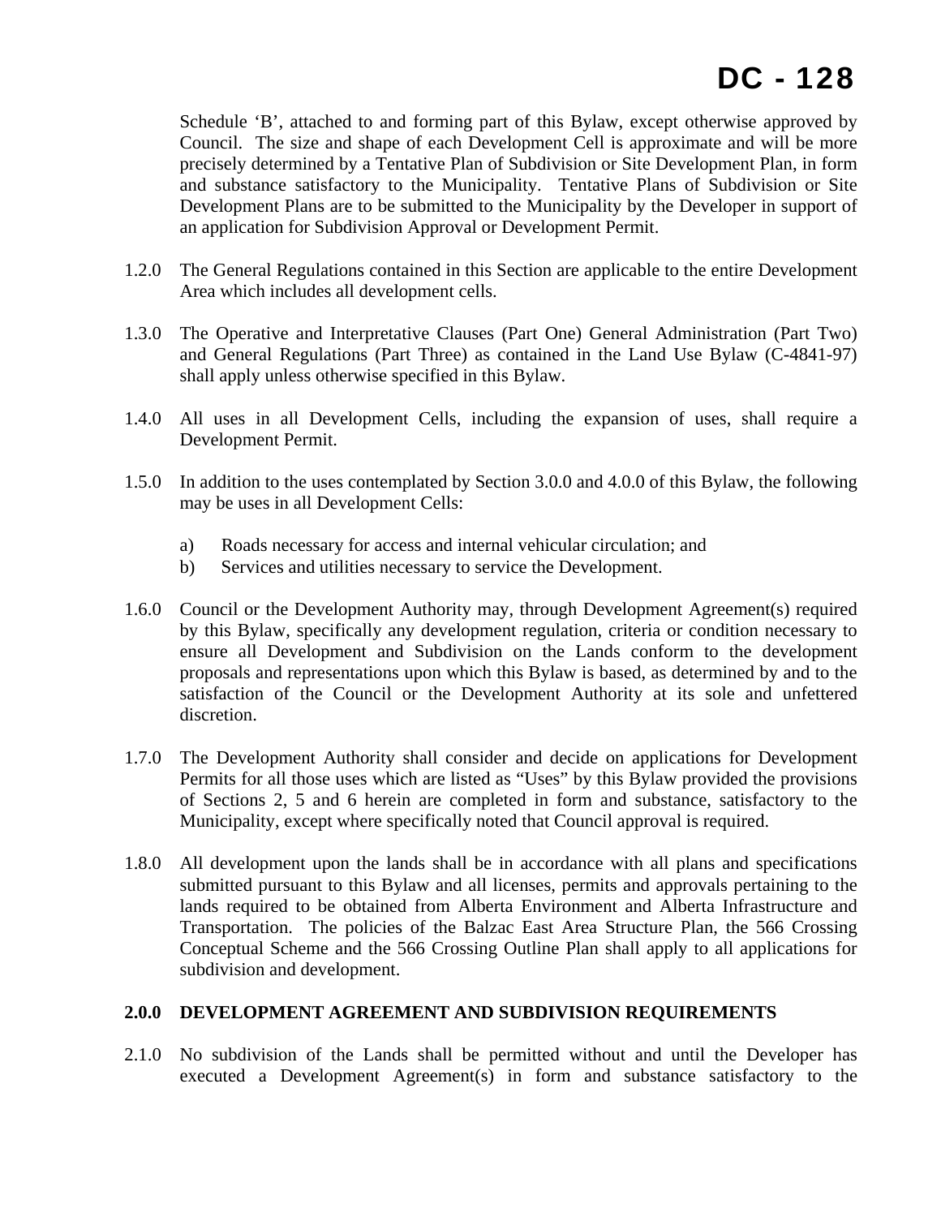Schedule 'B', attached to and forming part of this Bylaw, except otherwise approved by Council. The size and shape of each Development Cell is approximate and will be more precisely determined by a Tentative Plan of Subdivision or Site Development Plan, in form and substance satisfactory to the Municipality. Tentative Plans of Subdivision or Site Development Plans are to be submitted to the Municipality by the Developer in support of an application for Subdivision Approval or Development Permit.

1.2.0 The General Regulations contained in this Section are applicable to the entire Development Area which includes all development cells.

1.3.0 The Operative and Interpretative Clauses (Part One) General Administration (Part Two) and General Regulations (Part Three) as contained in the Land Use Bylaw (C-4841-97) shall apply unless otherwise specified in this Bylaw.

1.4.0 All uses in all Development Cells, including the expansion of uses, shall require a Development Permit.

1.5.0 In addition to the uses contemplated by Section 3.0.0 and 4.0.0 of this Bylaw, the following may be uses in all Development Cells:

a) Roads necessary for access and internal vehicular circulation; and
b) Services and utilities necessary to service the Development.

1.6.0 Council or the Development Authority may, through Development Agreement(s) required by this Bylaw, specifically any development regulation, criteria or condition necessary to ensure all Development and Subdivision on the Lands conform to the development proposals and representations upon which this Bylaw is based, as determined by and to the satisfaction of the Council or the Development Authority at its sole and unfettered discretion.

1.7.0 The Development Authority shall consider and decide on applications for Development Permits for all those uses which are listed as "Uses" by this Bylaw provided the provisions of Sections 2, 5 and 6 herein are completed in form and substance, satisfactory to the Municipality, except where specifically noted that Council approval is required.

1.8.0 All development upon the lands shall be in accordance with all plans and specifications submitted pursuant to this Bylaw and all licenses, permits and approvals pertaining to the lands required to be obtained from Alberta Environment and Alberta Infrastructure and Transportation. The policies of the Balzac East Area Structure Plan, the 566 Crossing Conceptual Scheme and the 566 Crossing Outline Plan shall apply to all applications for subdivision and development.

## 2.0.0 DEVELOPMENT AGREEMENT AND SUBDIVISION REQUIREMENTS

2.1.0 No subdivision of the Lands shall be permitted without and until the Developer has executed a Development Agreement(s) in form and substance satisfactory to the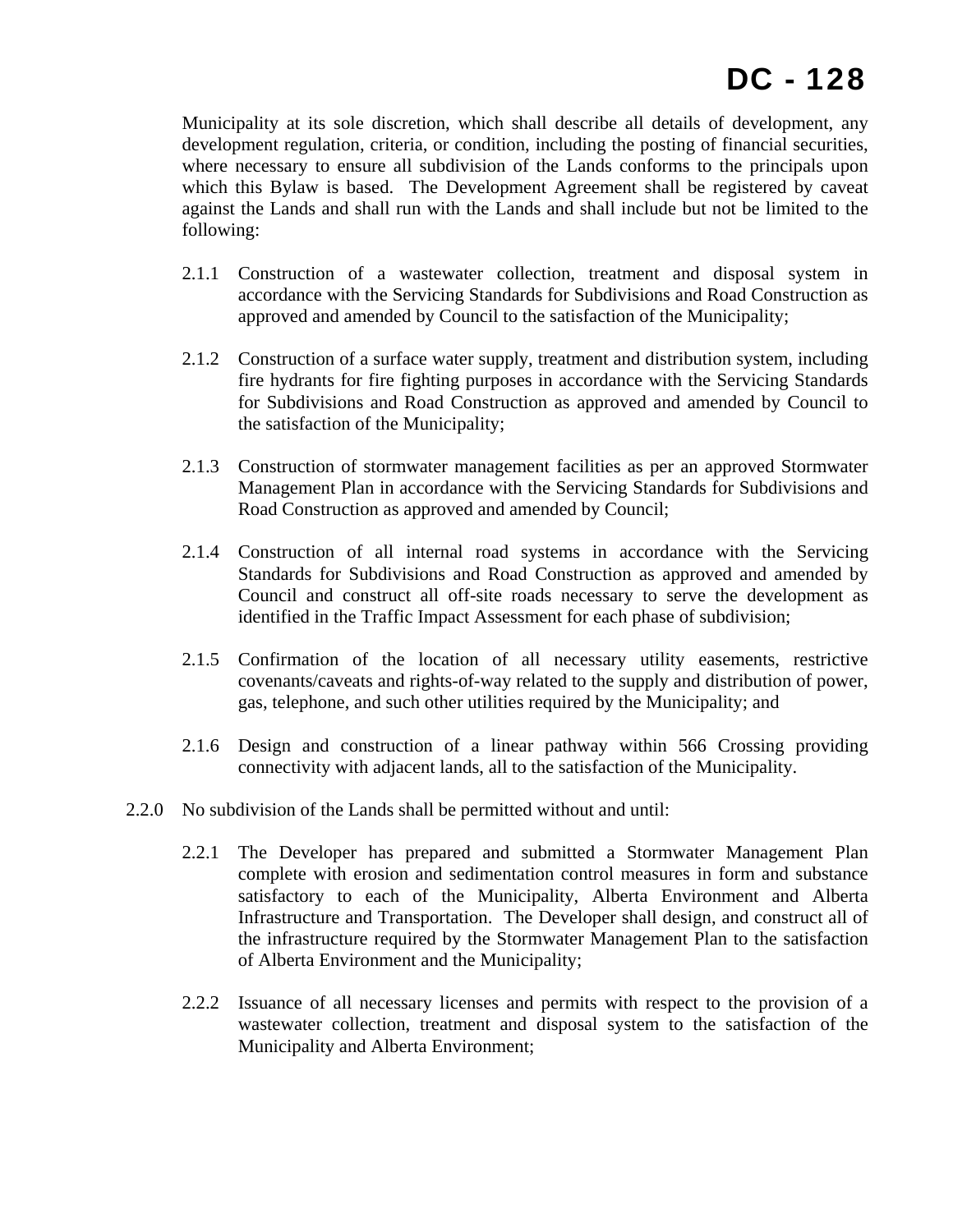Municipality at its sole discretion, which shall describe all details of development, any development regulation, criteria, or condition, including the posting of financial securities, where necessary to ensure all subdivision of the Lands conforms to the principals upon which this Bylaw is based. The Development Agreement shall be registered by caveat against the Lands and shall run with the Lands and shall include but not be limited to the following:

2.1.1 Construction of a wastewater collection, treatment and disposal system in accordance with the Servicing Standards for Subdivisions and Road Construction as approved and amended by Council to the satisfaction of the Municipality;

2.1.2 Construction of a surface water supply, treatment and distribution system, including fire hydrants for fire fighting purposes in accordance with the Servicing Standards for Subdivisions and Road Construction as approved and amended by Council to the satisfaction of the Municipality;

2.1.3 Construction of stormwater management facilities as per an approved Stormwater Management Plan in accordance with the Servicing Standards for Subdivisions and Road Construction as approved and amended by Council;

2.1.4 Construction of all internal road systems in accordance with the Servicing Standards for Subdivisions and Road Construction as approved and amended by Council and construct all off-site roads necessary to serve the development as identified in the Traffic Impact Assessment for each phase of subdivision;

2.1.5 Confirmation of the location of all necessary utility easements, restrictive covenants/caveats and rights-of-way related to the supply and distribution of power, gas, telephone, and such other utilities required by the Municipality; and

2.1.6 Design and construction of a linear pathway within 566 Crossing providing connectivity with adjacent lands, all to the satisfaction of the Municipality.

2.2.0 No subdivision of the Lands shall be permitted without and until:

2.2.1 The Developer has prepared and submitted a Stormwater Management Plan complete with erosion and sedimentation control measures in form and substance satisfactory to each of the Municipality, Alberta Environment and Alberta Infrastructure and Transportation. The Developer shall design, and construct all of the infrastructure required by the Stormwater Management Plan to the satisfaction of Alberta Environment and the Municipality;

2.2.2 Issuance of all necessary licenses and permits with respect to the provision of a wastewater collection, treatment and disposal system to the satisfaction of the Municipality and Alberta Environment;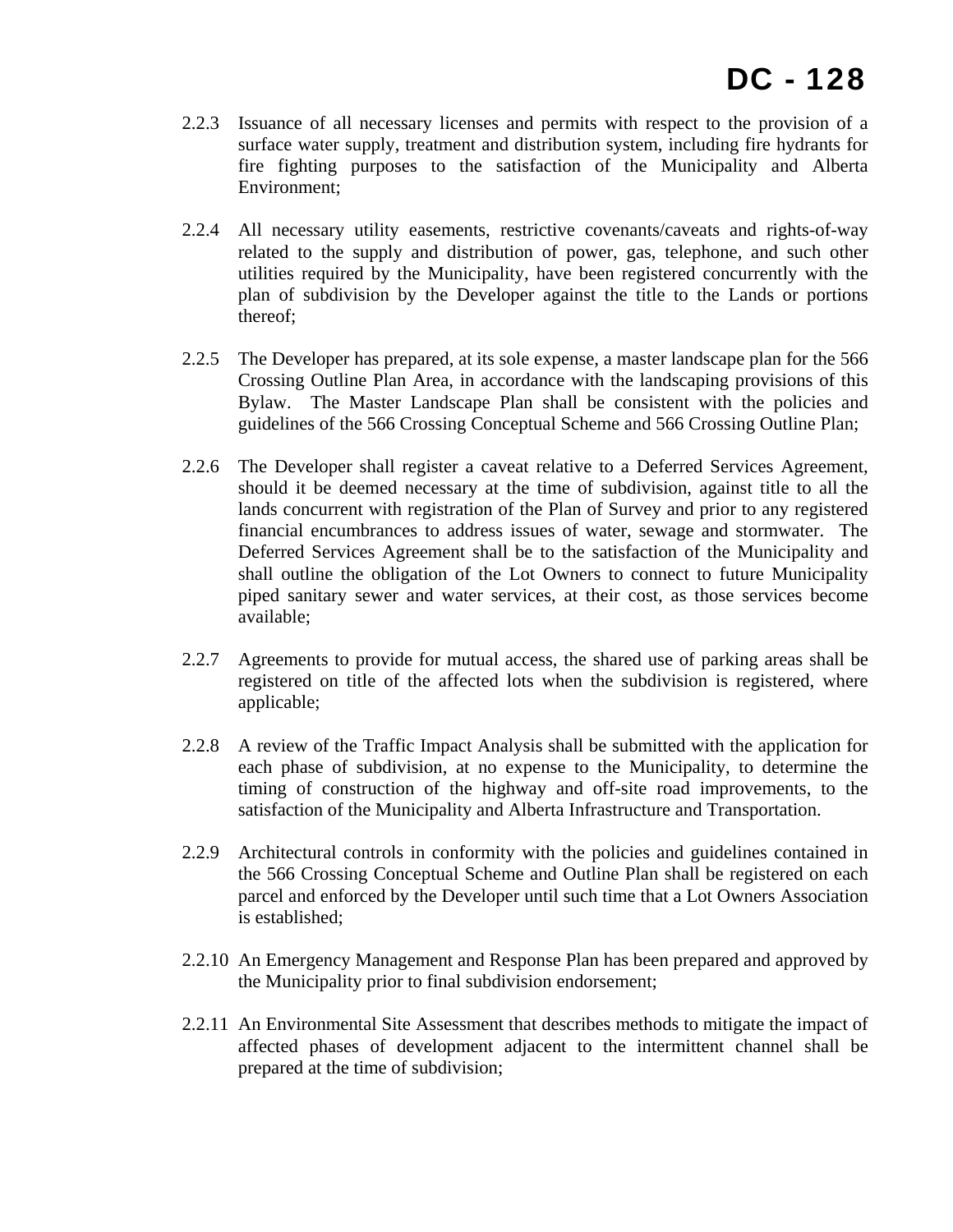2.2.3 Issuance of all necessary licenses and permits with respect to the provision of a surface water supply, treatment and distribution system, including fire hydrants for fire fighting purposes to the satisfaction of the Municipality and Alberta Environment;

2.2.4 All necessary utility easements, restrictive covenants/caveats and rights-of-way related to the supply and distribution of power, gas, telephone, and such other utilities required by the Municipality, have been registered concurrently with the plan of subdivision by the Developer against the title to the Lands or portions thereof;

2.2.5 The Developer has prepared, at its sole expense, a master landscape plan for the 566 Crossing Outline Plan Area, in accordance with the landscaping provisions of this Bylaw. The Master Landscape Plan shall be consistent with the policies and guidelines of the 566 Crossing Conceptual Scheme and 566 Crossing Outline Plan;

2.2.6 The Developer shall register a caveat relative to a Deferred Services Agreement, should it be deemed necessary at the time of subdivision, against title to all the lands concurrent with registration of the Plan of Survey and prior to any registered financial encumbrances to address issues of water, sewage and stormwater. The Deferred Services Agreement shall be to the satisfaction of the Municipality and shall outline the obligation of the Lot Owners to connect to future Municipality piped sanitary sewer and water services, at their cost, as those services become available;

2.2.7 Agreements to provide for mutual access, the shared use of parking areas shall be registered on title of the affected lots when the subdivision is registered, where applicable;

2.2.8 A review of the Traffic Impact Analysis shall be submitted with the application for each phase of subdivision, at no expense to the Municipality, to determine the timing of construction of the highway and off-site road improvements, to the satisfaction of the Municipality and Alberta Infrastructure and Transportation.

2.2.9 Architectural controls in conformity with the policies and guidelines contained in the 566 Crossing Conceptual Scheme and Outline Plan shall be registered on each parcel and enforced by the Developer until such time that a Lot Owners Association is established;

2.2.10 An Emergency Management and Response Plan has been prepared and approved by the Municipality prior to final subdivision endorsement;

2.2.11 An Environmental Site Assessment that describes methods to mitigate the impact of affected phases of development adjacent to the intermittent channel shall be prepared at the time of subdivision;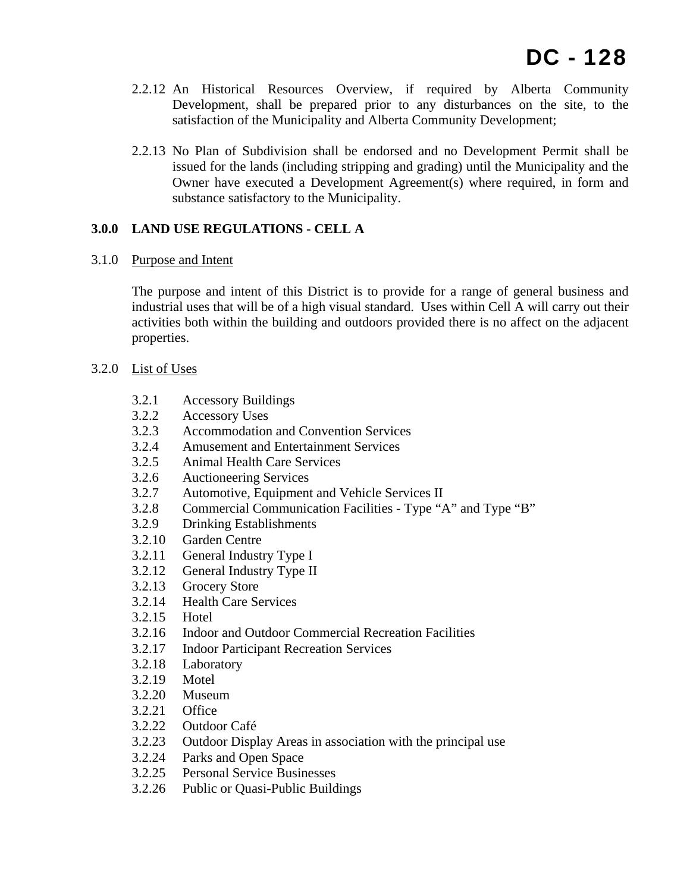2.2.12 An Historical Resources Overview, if required by Alberta Community Development, shall be prepared prior to any disturbances on the site, to the satisfaction of the Municipality and Alberta Community Development;

2.2.13 No Plan of Subdivision shall be endorsed and no Development Permit shall be issued for the lands (including stripping and grading) until the Municipality and the Owner have executed a Development Agreement(s) where required, in form and substance satisfactory to the Municipality.

## 3.0.0 LAND USE REGULATIONS - CELL A

3.1.0 Purpose and Intent

The purpose and intent of this District is to provide for a range of general business and industrial uses that will be of a high visual standard. Uses within Cell A will carry out their activities both within the building and outdoors provided there is no affect on the adjacent properties.

3.2.0 List of Uses

- 3.2.1 Accessory Buildings
- 3.2.2 Accessory Uses
- 3.2.3 Accommodation and Convention Services
- 3.2.4 Amusement and Entertainment Services
- 3.2.5 Animal Health Care Services
- 3.2.6 Auctioneering Services
- 3.2.7 Automotive, Equipment and Vehicle Services II
- 3.2.8 Commercial Communication Facilities - Type "A" and Type "B"
- 3.2.9 Drinking Establishments
- 3.2.10 Garden Centre
- 3.2.11 General Industry Type I
- 3.2.12 General Industry Type II
- 3.2.13 Grocery Store
- 3.2.14 Health Care Services
- 3.2.15 Hotel
- 3.2.16 Indoor and Outdoor Commercial Recreation Facilities
- 3.2.17 Indoor Participant Recreation Services
- 3.2.18 Laboratory
- 3.2.19 Motel
- 3.2.20 Museum
- 3.2.21 Office
- 3.2.22 Outdoor Café
- 3.2.23 Outdoor Display Areas in association with the principal use
- 3.2.24 Parks and Open Space
- 3.2.25 Personal Service Businesses
- 3.2.26 Public or Quasi-Public Buildings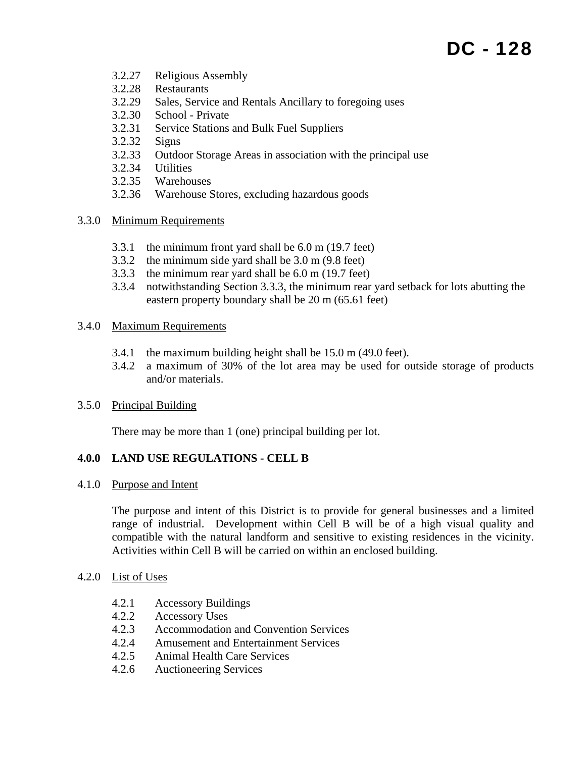3.2.27 Religious Assembly
3.2.28 Restaurants
3.2.29 Sales, Service and Rentals Ancillary to foregoing uses
3.2.30 School - Private
3.2.31 Service Stations and Bulk Fuel Suppliers
3.2.32 Signs
3.2.33 Outdoor Storage Areas in association with the principal use
3.2.34 Utilities
3.2.35 Warehouses
3.2.36 Warehouse Stores, excluding hazardous goods

3.3.0 <u>Minimum Requirements</u>

3.3.1 the minimum front yard shall be 6.0 m (19.7 feet)
3.3.2 the minimum side yard shall be 3.0 m (9.8 feet)
3.3.3 the minimum rear yard shall be 6.0 m (19.7 feet)
3.3.4 notwithstanding Section 3.3.3, the minimum rear yard setback for lots abutting the eastern property boundary shall be 20 m (65.61 feet)

3.4.0 <u>Maximum Requirements</u>

3.4.1 the maximum building height shall be 15.0 m (49.0 feet).
3.4.2 a maximum of 30% of the lot area may be used for outside storage of products and/or materials.

3.5.0 <u>Principal Building</u>

There may be more than 1 (one) principal building per lot.

**4.0.0 LAND USE REGULATIONS - CELL B**

4.1.0 <u>Purpose and Intent</u>

The purpose and intent of this District is to provide for general businesses and a limited range of industrial. Development within Cell B will be of a high visual quality and compatible with the natural landform and sensitive to existing residences in the vicinity. Activities within Cell B will be carried on within an enclosed building.

4.2.0 <u>List of Uses</u>

4.2.1 Accessory Buildings
4.2.2 Accessory Uses
4.2.3 Accommodation and Convention Services
4.2.4 Amusement and Entertainment Services
4.2.5 Animal Health Care Services
4.2.6 Auctioneering Services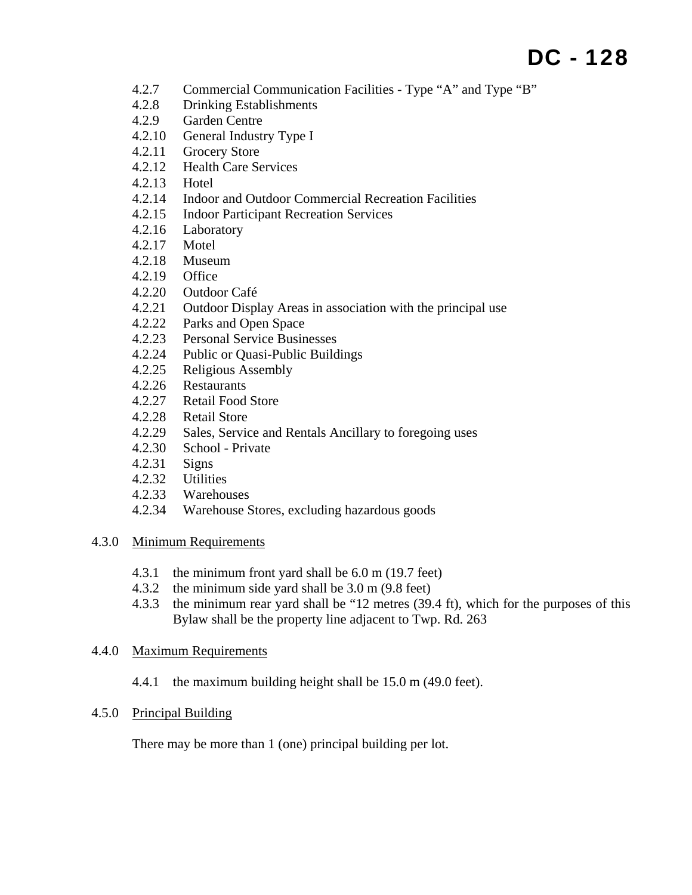4.2.7 Commercial Communication Facilities - Type “A” and Type “B”
4.2.8 Drinking Establishments
4.2.9 Garden Centre
4.2.10 General Industry Type I
4.2.11 Grocery Store
4.2.12 Health Care Services
4.2.13 Hotel
4.2.14 Indoor and Outdoor Commercial Recreation Facilities
4.2.15 Indoor Participant Recreation Services
4.2.16 Laboratory
4.2.17 Motel
4.2.18 Museum
4.2.19 Office
4.2.20 Outdoor Café
4.2.21 Outdoor Display Areas in association with the principal use
4.2.22 Parks and Open Space
4.2.23 Personal Service Businesses
4.2.24 Public or Quasi-Public Buildings
4.2.25 Religious Assembly
4.2.26 Restaurants
4.2.27 Retail Food Store
4.2.28 Retail Store
4.2.29 Sales, Service and Rentals Ancillary to foregoing uses
4.2.30 School - Private
4.2.31 Signs
4.2.32 Utilities
4.2.33 Warehouses
4.2.34 Warehouse Stores, excluding hazardous goods

4.3.0 Minimum Requirements

4.3.1 the minimum front yard shall be 6.0 m (19.7 feet)
4.3.2 the minimum side yard shall be 3.0 m (9.8 feet)
4.3.3 the minimum rear yard shall be “12 metres (39.4 ft), which for the purposes of this Bylaw shall be the property line adjacent to Twp. Rd. 263

4.4.0 Maximum Requirements

4.4.1 the maximum building height shall be 15.0 m (49.0 feet).

4.5.0 Principal Building

There may be more than 1 (one) principal building per lot.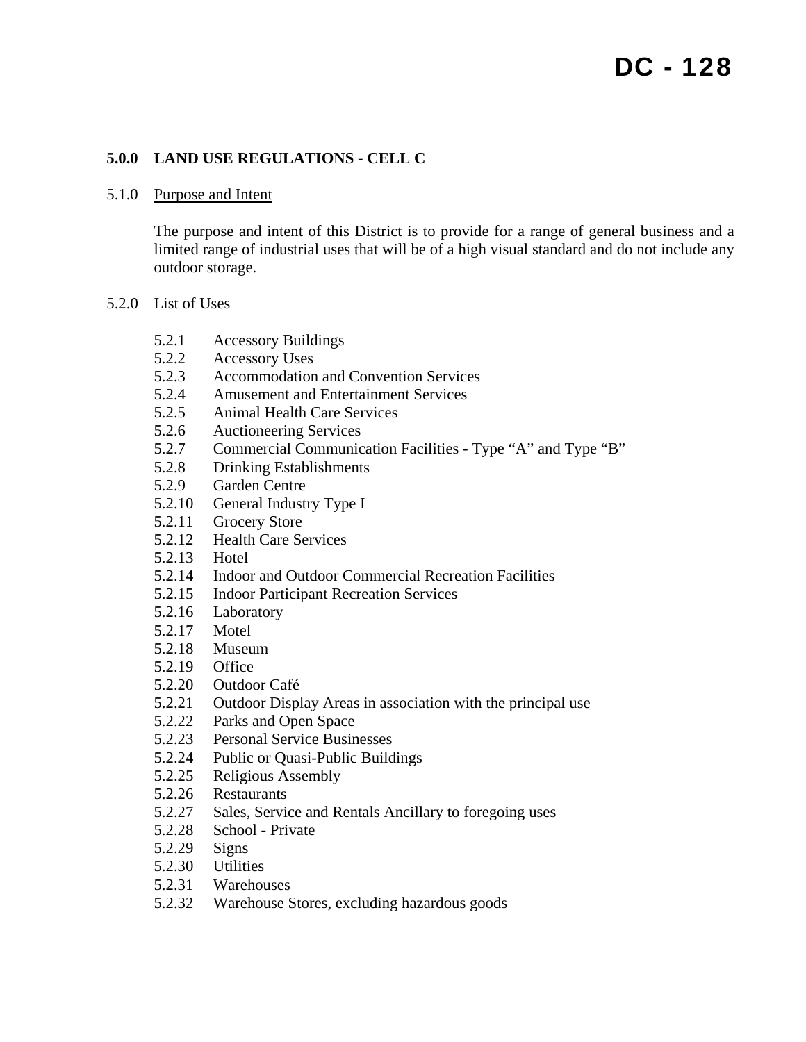# DC - 128

## 5.0.0 LAND USE REGULATIONS - CELL C

### 5.1.0 Purpose and Intent

The purpose and intent of this District is to provide for a range of general business and a limited range of industrial uses that will be of a high visual standard and do not include any outdoor storage.

### 5.2.0 List of Uses

5.2.1 Accessory Buildings
5.2.2 Accessory Uses
5.2.3 Accommodation and Convention Services
5.2.4 Amusement and Entertainment Services
5.2.5 Animal Health Care Services
5.2.6 Auctioneering Services
5.2.7 Commercial Communication Facilities - Type "A" and Type "B"
5.2.8 Drinking Establishments
5.2.9 Garden Centre
5.2.10 General Industry Type I
5.2.11 Grocery Store
5.2.12 Health Care Services
5.2.13 Hotel
5.2.14 Indoor and Outdoor Commercial Recreation Facilities
5.2.15 Indoor Participant Recreation Services
5.2.16 Laboratory
5.2.17 Motel
5.2.18 Museum
5.2.19 Office
5.2.20 Outdoor Café
5.2.21 Outdoor Display Areas in association with the principal use
5.2.22 Parks and Open Space
5.2.23 Personal Service Businesses
5.2.24 Public or Quasi-Public Buildings
5.2.25 Religious Assembly
5.2.26 Restaurants
5.2.27 Sales, Service and Rentals Ancillary to foregoing uses
5.2.28 School - Private
5.2.29 Signs
5.2.30 Utilities
5.2.31 Warehouses
5.2.32 Warehouse Stores, excluding hazardous goods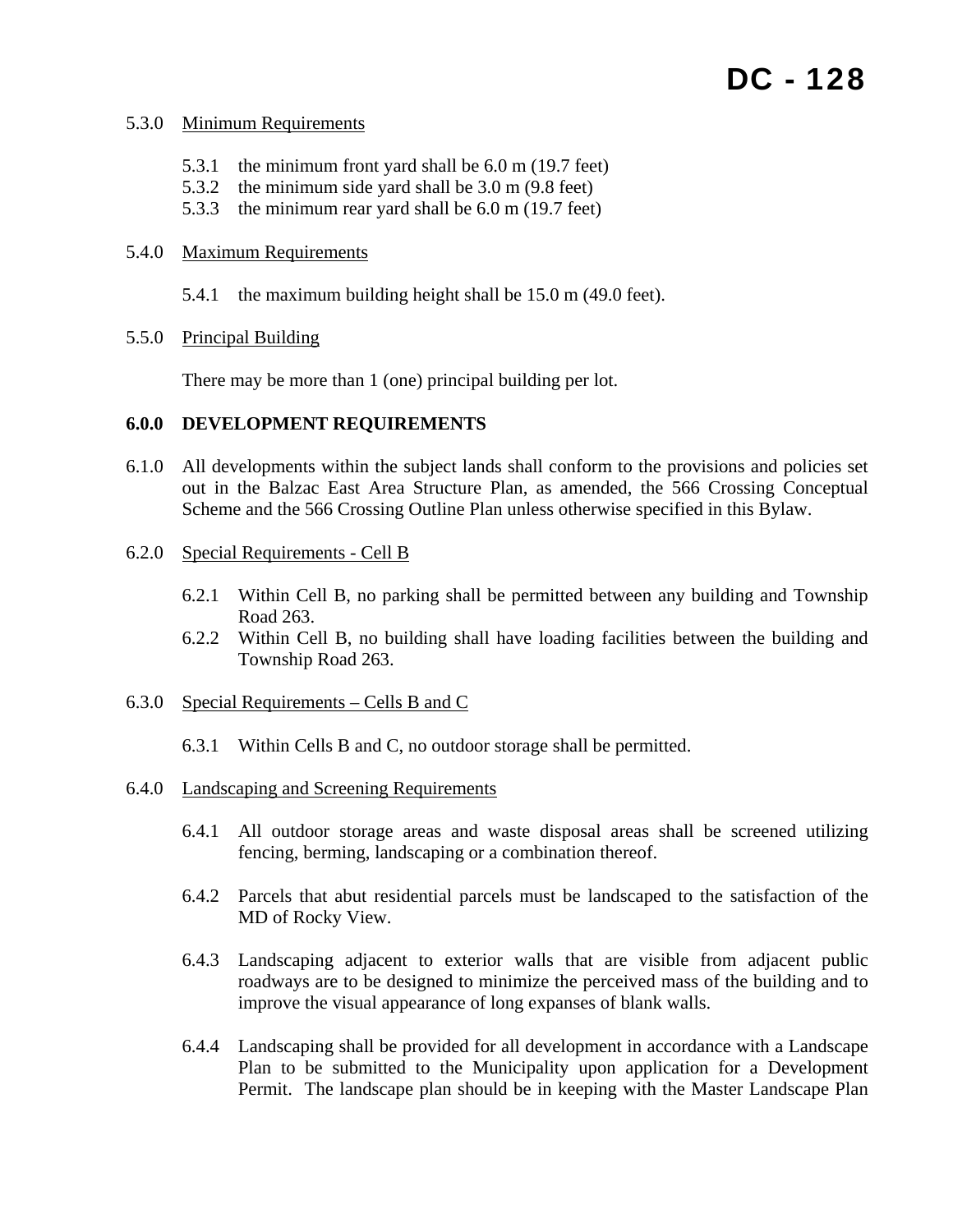5.3.0 Minimum Requirements

- 5.3.1 the minimum front yard shall be 6.0 m (19.7 feet)
- 5.3.2 the minimum side yard shall be 3.0 m (9.8 feet)
- 5.3.3 the minimum rear yard shall be 6.0 m (19.7 feet)

5.4.0 Maximum Requirements

- 5.4.1 the maximum building height shall be 15.0 m (49.0 feet).

5.5.0 Principal Building

There may be more than 1 (one) principal building per lot.

**6.0.0 DEVELOPMENT REQUIREMENTS**

6.1.0 All developments within the subject lands shall conform to the provisions and policies set out in the Balzac East Area Structure Plan, as amended, the 566 Crossing Conceptual Scheme and the 566 Crossing Outline Plan unless otherwise specified in this Bylaw.

6.2.0 Special Requirements - Cell B

- 6.2.1 Within Cell B, no parking shall be permitted between any building and Township Road 263.
- 6.2.2 Within Cell B, no building shall have loading facilities between the building and Township Road 263.

6.3.0 Special Requirements – Cells B and C

- 6.3.1 Within Cells B and C, no outdoor storage shall be permitted.

6.4.0 Landscaping and Screening Requirements

- 6.4.1 All outdoor storage areas and waste disposal areas shall be screened utilizing fencing, berming, landscaping or a combination thereof.
- 6.4.2 Parcels that abut residential parcels must be landscaped to the satisfaction of the MD of Rocky View.
- 6.4.3 Landscaping adjacent to exterior walls that are visible from adjacent public roadways are to be designed to minimize the perceived mass of the building and to improve the visual appearance of long expanses of blank walls.
- 6.4.4 Landscaping shall be provided for all development in accordance with a Landscape Plan to be submitted to the Municipality upon application for a Development Permit. The landscape plan should be in keeping with the Master Landscape Plan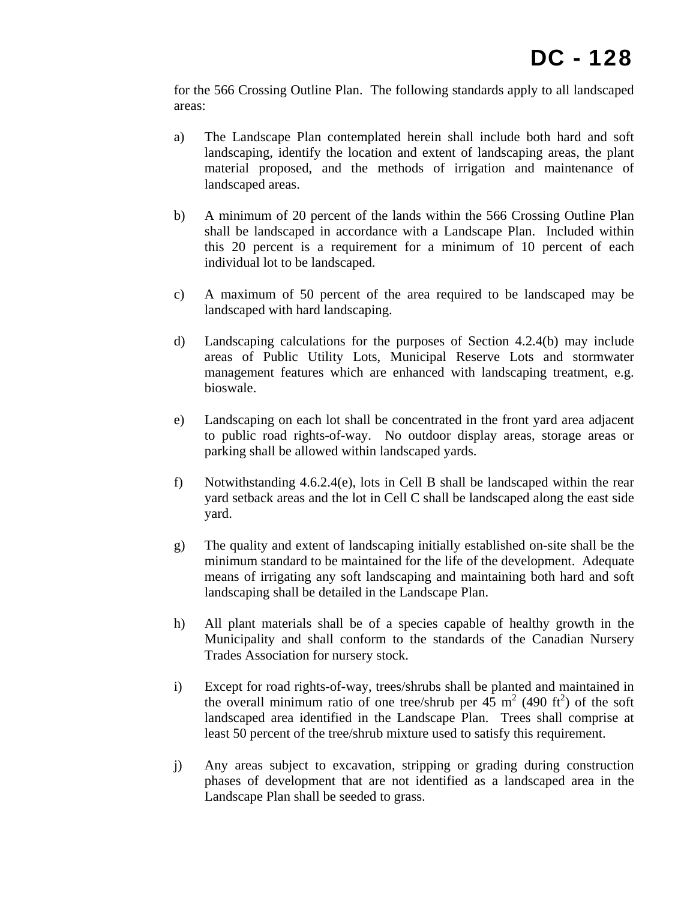for the 566 Crossing Outline Plan. The following standards apply to all landscaped areas:

a) The Landscape Plan contemplated herein shall include both hard and soft landscaping, identify the location and extent of landscaping areas, the plant material proposed, and the methods of irrigation and maintenance of landscaped areas.

b) A minimum of 20 percent of the lands within the 566 Crossing Outline Plan shall be landscaped in accordance with a Landscape Plan. Included within this 20 percent is a requirement for a minimum of 10 percent of each individual lot to be landscaped.

c) A maximum of 50 percent of the area required to be landscaped may be landscaped with hard landscaping.

d) Landscaping calculations for the purposes of Section 4.2.4(b) may include areas of Public Utility Lots, Municipal Reserve Lots and stormwater management features which are enhanced with landscaping treatment, e.g. bioswale.

e) Landscaping on each lot shall be concentrated in the front yard area adjacent to public road rights-of-way. No outdoor display areas, storage areas or parking shall be allowed within landscaped yards.

f) Notwithstanding 4.6.2.4(e), lots in Cell B shall be landscaped within the rear yard setback areas and the lot in Cell C shall be landscaped along the east side yard.

g) The quality and extent of landscaping initially established on-site shall be the minimum standard to be maintained for the life of the development. Adequate means of irrigating any soft landscaping and maintaining both hard and soft landscaping shall be detailed in the Landscape Plan.

h) All plant materials shall be of a species capable of healthy growth in the Municipality and shall conform to the standards of the Canadian Nursery Trades Association for nursery stock.

i) Except for road rights-of-way, trees/shrubs shall be planted and maintained in the overall minimum ratio of one tree/shrub per 45 $m^2$ (490 $ft^2$) of the soft landscaped area identified in the Landscape Plan. Trees shall comprise at least 50 percent of the tree/shrub mixture used to satisfy this requirement.

j) Any areas subject to excavation, stripping or grading during construction phases of development that are not identified as a landscaped area in the Landscape Plan shall be seeded to grass.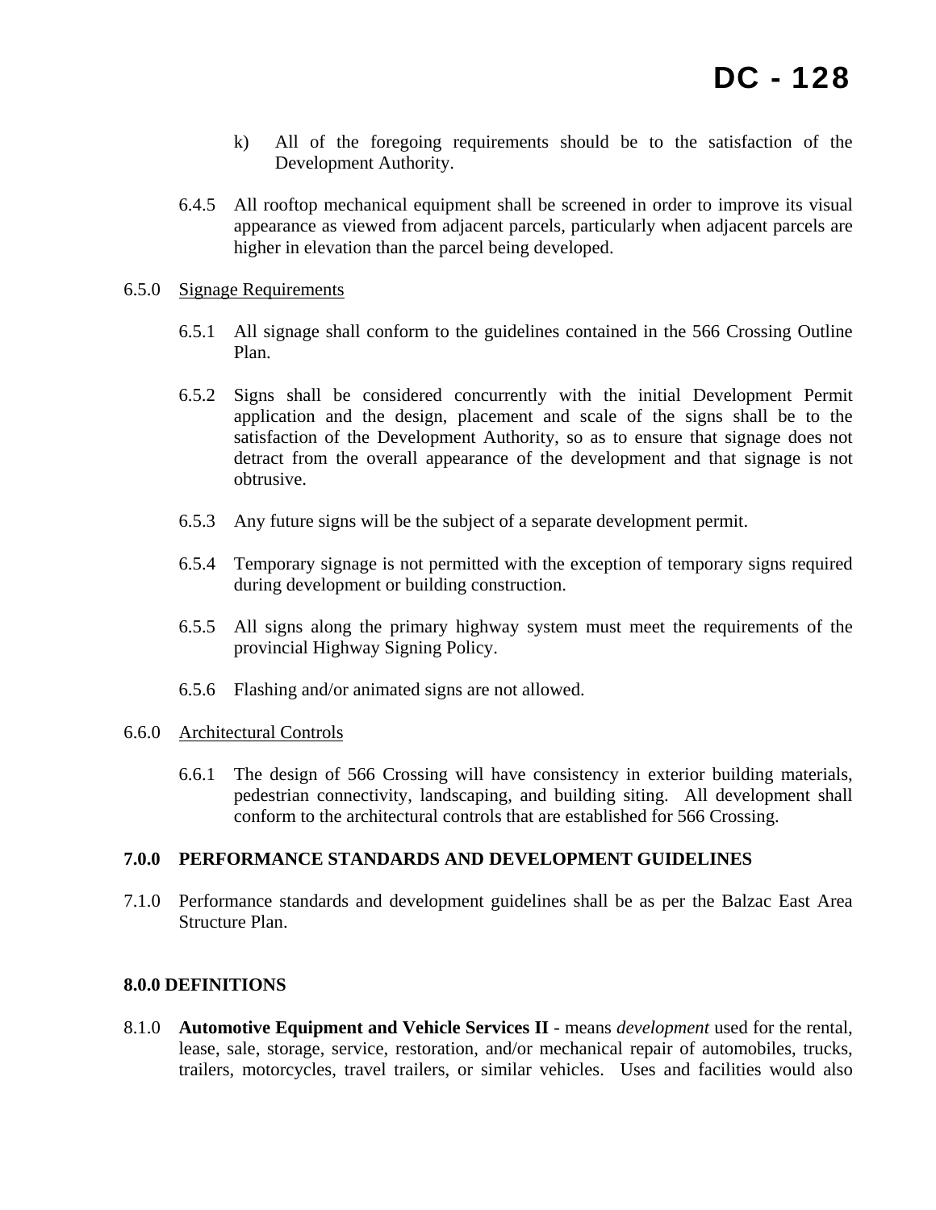k) All of the foregoing requirements should be to the satisfaction of the Development Authority.

6.4.5 All rooftop mechanical equipment shall be screened in order to improve its visual appearance as viewed from adjacent parcels, particularly when adjacent parcels are higher in elevation than the parcel being developed.

6.5.0 Signage Requirements

6.5.1 All signage shall conform to the guidelines contained in the 566 Crossing Outline Plan.

6.5.2 Signs shall be considered concurrently with the initial Development Permit application and the design, placement and scale of the signs shall be to the satisfaction of the Development Authority, so as to ensure that signage does not detract from the overall appearance of the development and that signage is not obtrusive.

6.5.3 Any future signs will be the subject of a separate development permit.

6.5.4 Temporary signage is not permitted with the exception of temporary signs required during development or building construction.

6.5.5 All signs along the primary highway system must meet the requirements of the provincial Highway Signing Policy.

6.5.6 Flashing and/or animated signs are not allowed.

6.6.0 Architectural Controls

6.6.1 The design of 566 Crossing will have consistency in exterior building materials, pedestrian connectivity, landscaping, and building siting. All development shall conform to the architectural controls that are established for 566 Crossing.

## 7.0.0 PERFORMANCE STANDARDS AND DEVELOPMENT GUIDELINES

7.1.0 Performance standards and development guidelines shall be as per the Balzac East Area Structure Plan.

## 8.0.0 DEFINITIONS

8.1.0 **Automotive Equipment and Vehicle Services II** - means *development* used for the rental, lease, sale, storage, service, restoration, and/or mechanical repair of automobiles, trucks, trailers, motorcycles, travel trailers, or similar vehicles. Uses and facilities would also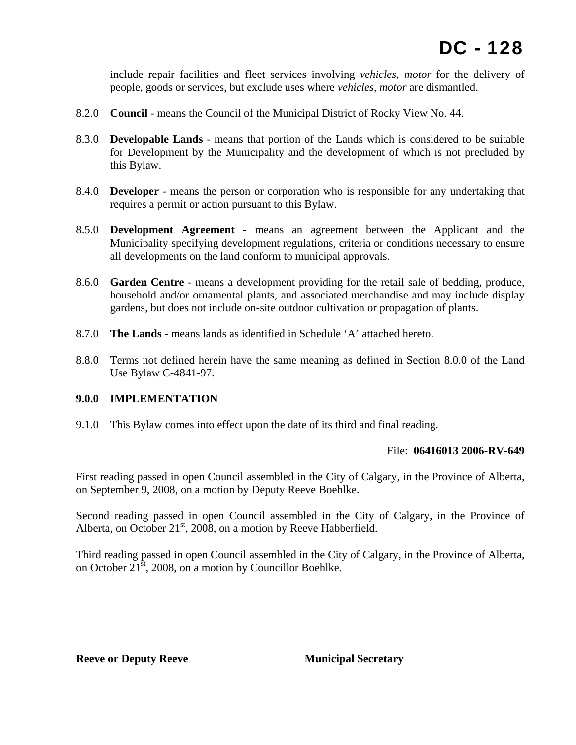include repair facilities and fleet services involving *vehicles, motor* for the delivery of people, goods or services, but exclude uses where *vehicles, motor* are dismantled.

8.2.0 **Council** - means the Council of the Municipal District of Rocky View No. 44.

8.3.0 **Developable Lands** - means that portion of the Lands which is considered to be suitable for Development by the Municipality and the development of which is not precluded by this Bylaw.

8.4.0 **Developer** - means the person or corporation who is responsible for any undertaking that requires a permit or action pursuant to this Bylaw.

8.5.0 **Development Agreement** - means an agreement between the Applicant and the Municipality specifying development regulations, criteria or conditions necessary to ensure all developments on the land conform to municipal approvals.

8.6.0 **Garden Centre** - means a development providing for the retail sale of bedding, produce, household and/or ornamental plants, and associated merchandise and may include display gardens, but does not include on-site outdoor cultivation or propagation of plants.

8.7.0 **The Lands** - means lands as identified in Schedule 'A' attached hereto.

8.8.0 Terms not defined herein have the same meaning as defined in Section 8.0.0 of the Land Use Bylaw C-4841-97.

**9.0.0 IMPLEMENTATION**

9.1.0 This Bylaw comes into effect upon the date of its third and final reading.

File: **06416013 2006-RV-649**

First reading passed in open Council assembled in the City of Calgary, in the Province of Alberta, on September 9, 2008, on a motion by Deputy Reeve Boehlke.

Second reading passed in open Council assembled in the City of Calgary, in the Province of Alberta, on October 21st, 2008, on a motion by Reeve Habberfield.

Third reading passed in open Council assembled in the City of Calgary, in the Province of Alberta, on October 21st, 2008, on a motion by Councillor Boehlke.

**Reeve or Deputy Reeve** **Municipal Secretary**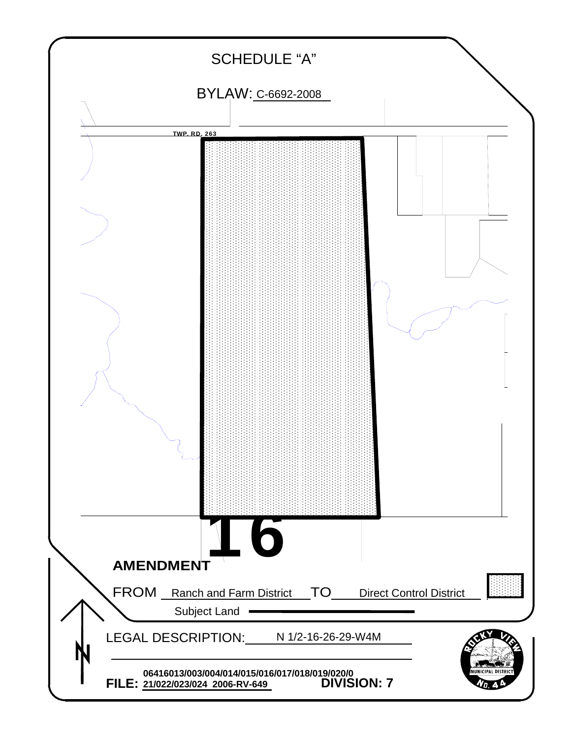# SCHEDULE "A"

BYLAW: C-6692-2008

TWP. RD. 263

16

**AMENDMENT**

FROM Ranch and Farm District TO Direct Control District

Subject Land

LEGAL DESCRIPTION: N 1/2-16-26-29-W4M

**FILE: 06416013/003/004/014/015/016/017/018/019/020/021/022/023/024 2006-RV-649**

**DIVISION: 7**

ROCKY VIEW MUNICIPAL DISTRICT No. 44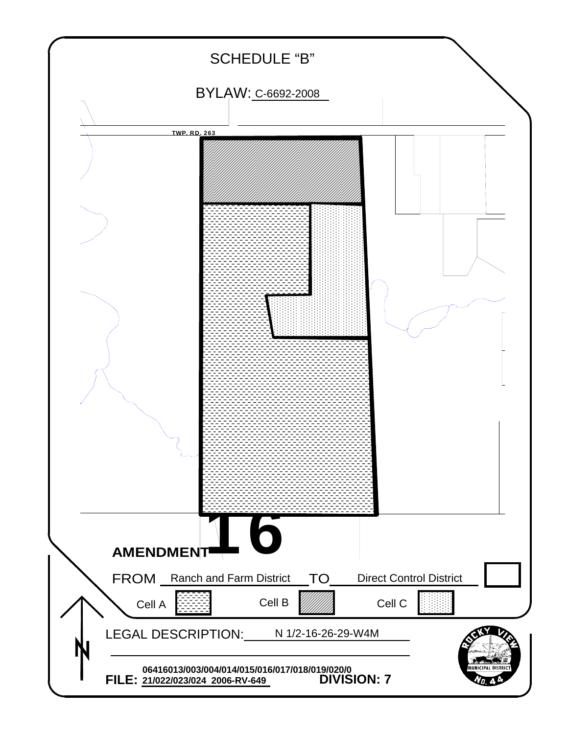# SCHEDULE "B"

BYLAW: C-6692-2008

TWP. RD. 263

**AMENDMENT** **16**

FROM Ranch and Farm District TO Direct Control District

Cell A

Cell B

Cell C

LEGAL DESCRIPTION: N 1/2-16-26-29-W4M

**FILE:** **06416013/003/004/014/015/016/017/018/019/020/021/022/023/024 2006-RV-649**

**DIVISION: 7**

ROCKY VIEW MUNICIPAL DISTRICT No. 44